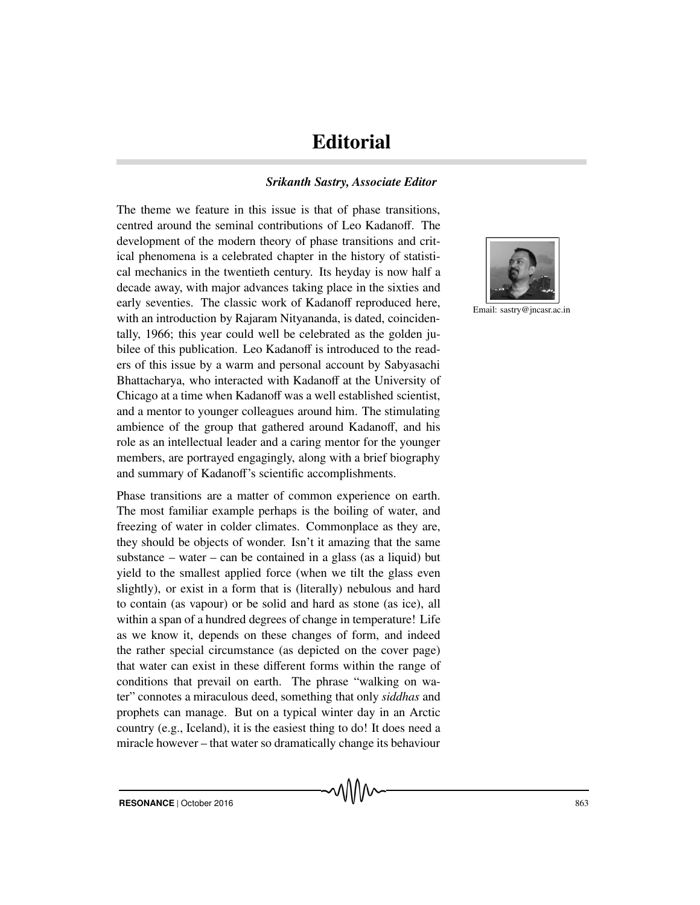# Editorial

***Srikanth Sastry, Associate Editor***

Email: sastry@jncasr.ac.in

The theme we feature in this issue is that of phase transitions, centred around the seminal contributions of Leo Kadanoff. The development of the modern theory of phase transitions and critical phenomena is a celebrated chapter in the history of statistical mechanics in the twentieth century. Its heyday is now half a decade away, with major advances taking place in the sixties and early seventies. The classic work of Kadanoff reproduced here, with an introduction by Rajaram Nityananda, is dated, coincidentally, 1966; this year could well be celebrated as the golden jubilee of this publication. Leo Kadanoff is introduced to the readers of this issue by a warm and personal account by Sabyasachi Bhattacharya, who interacted with Kadanoff at the University of Chicago at a time when Kadanoff was a well established scientist, and a mentor to younger colleagues around him. The stimulating ambience of the group that gathered around Kadanoff, and his role as an intellectual leader and a caring mentor for the younger members, are portrayed engagingly, along with a brief biography and summary of Kadanoff's scientific accomplishments.

Phase transitions are a matter of common experience on earth. The most familiar example perhaps is the boiling of water, and freezing of water in colder climates. Commonplace as they are, they should be objects of wonder. Isn't it amazing that the same substance – water – can be contained in a glass (as a liquid) but yield to the smallest applied force (when we tilt the glass even slightly), or exist in a form that is (literally) nebulous and hard to contain (as vapour) or be solid and hard as stone (as ice), all within a span of a hundred degrees of change in temperature! Life as we know it, depends on these changes of form, and indeed the rather special circumstance (as depicted on the cover page) that water can exist in these different forms within the range of conditions that prevail on earth. The phrase "walking on water" connotes a miraculous deed, something that only *siddhas* and prophets can manage. But on a typical winter day in an Arctic country (e.g., Iceland), it is the easiest thing to do! It does need a miracle however – that water so dramatically change its behaviour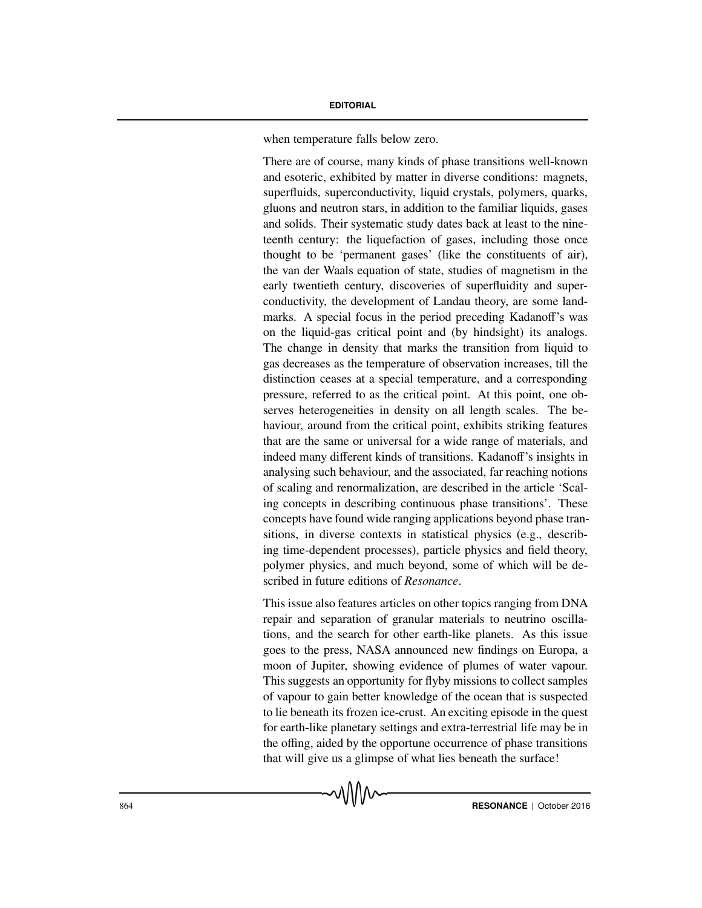when temperature falls below zero.

There are of course, many kinds of phase transitions well-known and esoteric, exhibited by matter in diverse conditions: magnets, superfluids, superconductivity, liquid crystals, polymers, quarks, gluons and neutron stars, in addition to the familiar liquids, gases and solids. Their systematic study dates back at least to the nineteenth century: the liquefaction of gases, including those once thought to be 'permanent gases' (like the constituents of air), the van der Waals equation of state, studies of magnetism in the early twentieth century, discoveries of superfluidity and superconductivity, the development of Landau theory, are some landmarks. A special focus in the period preceding Kadanoff's was on the liquid-gas critical point and (by hindsight) its analogs. The change in density that marks the transition from liquid to gas decreases as the temperature of observation increases, till the distinction ceases at a special temperature, and a corresponding pressure, referred to as the critical point. At this point, one observes heterogeneities in density on all length scales. The behaviour, around from the critical point, exhibits striking features that are the same or universal for a wide range of materials, and indeed many different kinds of transitions. Kadanoff's insights in analysing such behaviour, and the associated, far reaching notions of scaling and renormalization, are described in the article 'Scaling concepts in describing continuous phase transitions'. These concepts have found wide ranging applications beyond phase transitions, in diverse contexts in statistical physics (e.g., describing time-dependent processes), particle physics and field theory, polymer physics, and much beyond, some of which will be described in future editions of *Resonance*.

This issue also features articles on other topics ranging from DNA repair and separation of granular materials to neutrino oscillations, and the search for other earth-like planets. As this issue goes to the press, NASA announced new findings on Europa, a moon of Jupiter, showing evidence of plumes of water vapour. This suggests an opportunity for flyby missions to collect samples of vapour to gain better knowledge of the ocean that is suspected to lie beneath its frozen ice-crust. An exciting episode in the quest for earth-like planetary settings and extra-terrestrial life may be in the offing, aided by the opportune occurrence of phase transitions that will give us a glimpse of what lies beneath the surface!